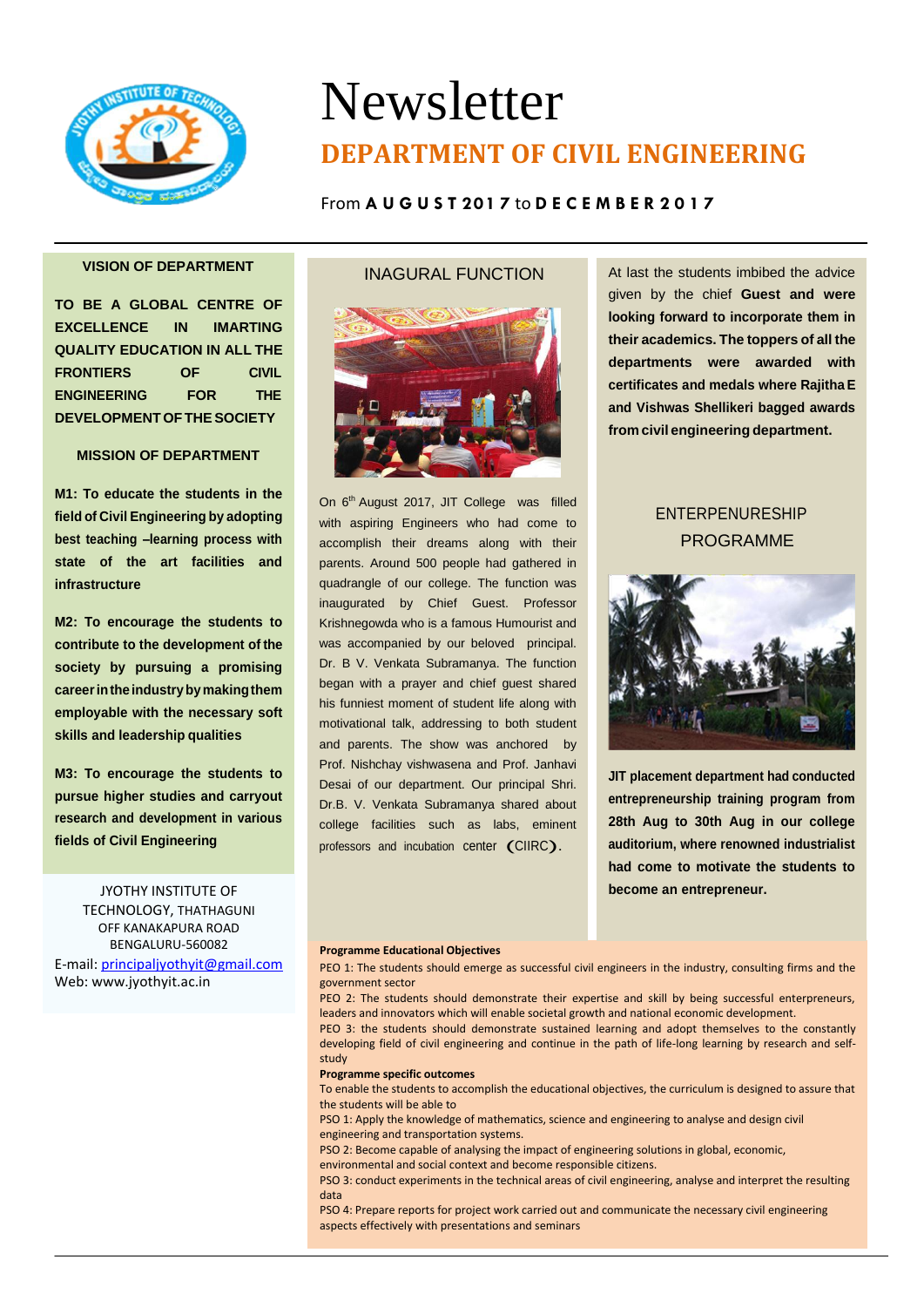# Newsletter

## DEPARTMENT OF CIVIL ENGINEERING

From **A U G U S T 2 0 1 7** to **D E C E M B E R 2 0 1 7**

### VISION OF DEPARTMENT

**TO BE A GLOBAL CENTRE OF EXCELLENCE IN IMARTING QUALITY EDUCATION IN ALL THE FRONTIERS OF CIVIL ENGINEERING FOR THE DEVELOPMENT OF THE SOCIETY**

### MISSION OF DEPARTMENT

**M1: To educate the students in the field of Civil Engineering by adopting best teaching –learning process with state of the art facilities and infrastructure**

**M2: To encourage the students to contribute to the development of the society by pursuing a promising career in the industry by making them employable with the necessary soft skills and leadership qualities**

**M3: To encourage the students to pursue higher studies and carryout research and development in various fields of Civil Engineering**

JYOTHY INSTITUTE OF TECHNOLOGY, THATHAGUNI
OFF KANAKAPURA ROAD
BENGALURU-560082
E-mail: principaljyothyit@gmail.com
Web: www.jyothyit.ac.in

## INAGURAL FUNCTION

On 6th August 2017, JIT College was filled with aspiring Engineers who had come to accomplish their dreams along with their parents. Around 500 people had gathered in quadrangle of our college. The function was inaugurated by Chief Guest. Professor Krishnegowda who is a famous Humourist and was accompanied by our beloved principal. Dr. B V. Venkata Subramanya. The function began with a prayer and chief guest shared his funniest moment of student life along with motivational talk, addressing to both student and parents. The show was anchored by Prof. Nishchay vishwasena and Prof. Janhavi Desai of our department. Our principal Shri. Dr.B. V. Venkata Subramanya shared about college facilities such as labs, eminent professors and incubation center (CIIRC).

At last the students imbibed the advice given by the chief **Guest and were looking forward to incorporate them in their academics. The toppers of all the departments were awarded with certificates and medals where Rajitha E and Vishwas Shellikeri bagged awards from civil engineering department.**

## ENTERPERNEURSHIP PROGRAMME

**JIT placement department had conducted entrepreneurship training program from 28th Aug to 30th Aug in our college auditorium, where renowned industrialist had come to motivate the students to become an entrepreneur.**

**Programme Educational Objectives**

PEO 1: The students should emerge as successful civil engineers in the industry, consulting firms and the government sector

PEO 2: The students should demonstrate their expertise and skill by being successful entrepreneurs, leaders and innovators which will enable societal growth and national economic development.

PEO 3: the students should demonstrate sustained learning and adopt themselves to the constantly developing field of civil engineering and continue in the path of life-long learning by research and self-study

**Programme specific outcomes**

To enable the students to accomplish the educational objectives, the curriculum is designed to assure that the students will be able to

PSO 1: Apply the knowledge of mathematics, science and engineering to analyse and design civil engineering and transportation systems.

PSO 2: Become capable of analysing the impact of engineering solutions in global, economic, environmental and social context and become responsible citizens.

PSO 3: conduct experiments in the technical areas of civil engineering, analyse and interpret the resulting data

PSO 4: Prepare reports for project work carried out and communicate the necessary civil engineering aspects effectively with presentations and seminars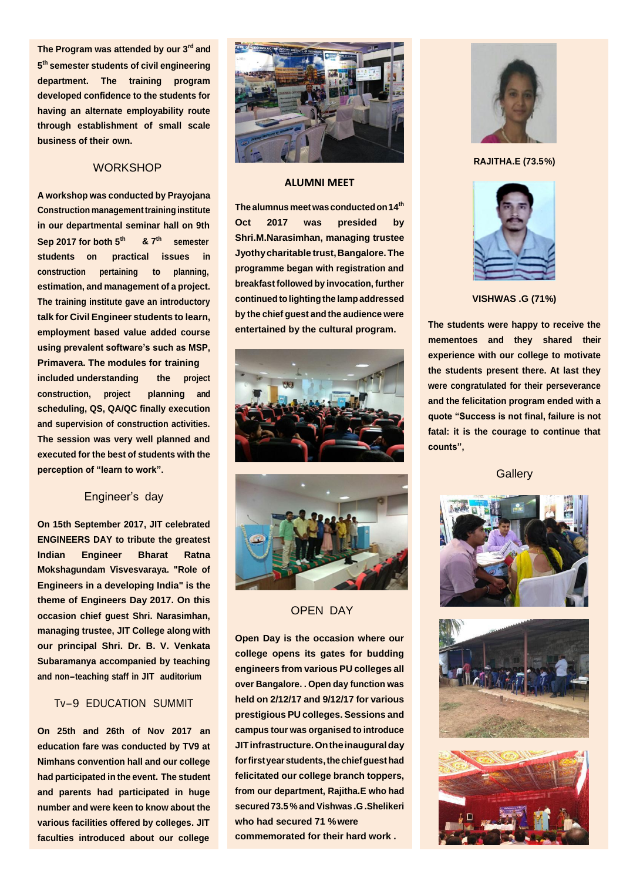The Program was attended by our 3rd and 5th semester students of civil engineering department. The training program developed confidence to the students for having an alternate employability route through establishment of small scale business of their own.

## WORKSHOP

A workshop was conducted by Prayojana Construction management training institute in our departmental seminar hall on 9th Sep 2017 for both 5th & 7th semester students on practical issues in construction pertaining to planning, estimation, and management of a project. The training institute gave an introductory talk for Civil Engineer students to learn, employment based value added course using prevalent software's such as MSP, Primavera. The modules for training included understanding the project construction, project planning and scheduling, QS, QA/QC finally execution and supervision of construction activities. The session was very well planned and executed for the best of students with the perception of "learn to work".

## Engineer's day

On 15th September 2017, JIT celebrated ENGINEERS DAY to tribute the greatest Indian Engineer Bharat Ratna Mokshagundam Visvesvaraya. "Role of Engineers in a developing India" is the theme of Engineers Day 2017. On this occasion chief guest Shri. Narasimhan, managing trustee, JIT College along with our principal Shri. Dr. B. V. Venkata Subaramanya accompanied by teaching and non–teaching staff in JIT auditorium

## Tv–9 EDUCATION SUMMIT

On 25th and 26th of Nov 2017 an education fare was conducted by TV9 at Nimhans convention hall and our college had participated in the event. The student and parents had participated in huge number and were keen to know about the various facilities offered by colleges. JIT faculties introduced about our college

## ALUMNI MEET

The alumnus meet was conducted on 14th Oct 2017 was presided by Shri.M.Narasimhan, managing trustee Jyothy charitable trust, Bangalore. The programme began with registration and breakfast followed by invocation, further continued to lighting the lamp addressed by the chief guest and the audience were entertained by the cultural program.

## OPEN DAY

Open Day is the occasion where our college opens its gates for budding engineers from various PU colleges all over Bangalore. . Open day function was held on 2/12/17 and 9/12/17 for various prestigious PU colleges. Sessions and campus tour was organised to introduce JIT infrastructure. On the inaugural day for first year students, the chief guest had felicitated our college branch toppers, from our department, Rajitha.E who had secured 73.5 % and Vishwas .G .Shelikeri who had secured 71 % were commemorated for their hard work .

RAJITHA.E (73.5%)

VISHWAS .G (71%)

The students were happy to receive the mementoes and they shared their experience with our college to motivate the students present there. At last they were congratulated for their perseverance and the felicitation program ended with a quote "Success is not final, failure is not fatal: it is the courage to continue that counts",

## Gallery